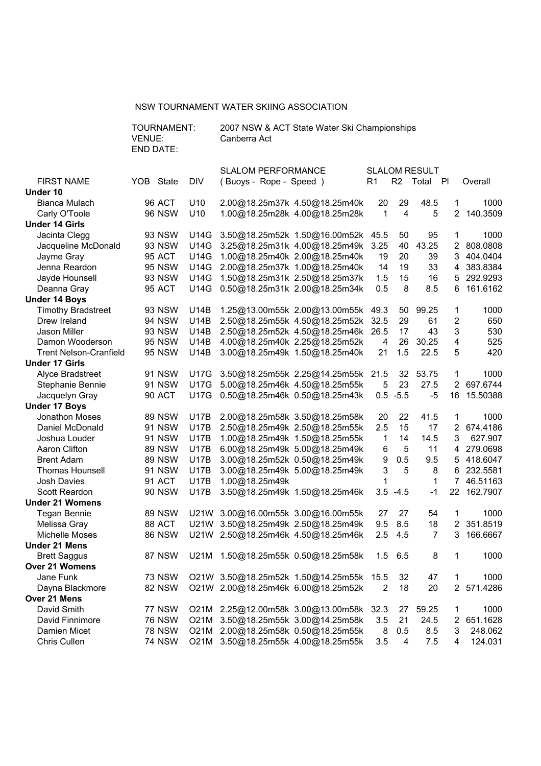NSW TOURNAMENT WATER SKIING ASSOCIATION

TOURNAMENT: 2007 NSW & ACT State Water Ski Championships
VENUE: Canberra Act
END DATE:

| FIRST NAME | YOB | State | DIV | SLALOM PERFORMANCE ( Buoys - Rope - Speed ) | | SLALOM RESULT R1 | R2 | Total | Pl | Overall |
|---|---|---|---|---|---|---|---|---|---|---|
| **Under 10** | | | | | | | | | | |
| Bianca Mulach | 96 | ACT | U10 | 2.00@18.25m37k | 4.50@18.25m40k | 20 | 29 | 48.5 | 1 | 1000 |
| Carly O'Toole | 96 | NSW | U10 | 1.00@18.25m28k | 4.00@18.25m28k | 1 | 4 | 5 | 2 | 140.3509 |
| **Under 14 Girls** | | | | | | | | | | |
| Jacinta Clegg | 93 | NSW | U14G | 3.50@18.25m52k | 1.50@16.00m52k | 45.5 | 50 | 95 | 1 | 1000 |
| Jacqueline McDonald | 93 | NSW | U14G | 3.25@18.25m31k | 4.00@18.25m49k | 3.25 | 40 | 43.25 | 2 | 808.0808 |
| Jayme Gray | 95 | ACT | U14G | 1.00@18.25m40k | 2.00@18.25m40k | 19 | 20 | 39 | 3 | 404.0404 |
| Jenna Reardon | 95 | NSW | U14G | 2.00@18.25m37k | 1.00@18.25m40k | 14 | 19 | 33 | 4 | 383.8384 |
| Jayde Hounsell | 93 | NSW | U14G | 1.50@18.25m31k | 2.50@18.25m37k | 1.5 | 15 | 16 | 5 | 292.9293 |
| Deanna Gray | 95 | ACT | U14G | 0.50@18.25m31k | 2.00@18.25m34k | 0.5 | 8 | 8.5 | 6 | 161.6162 |
| **Under 14 Boys** | | | | | | | | | | |
| Timothy Bradstreet | 93 | NSW | U14B | 1.25@13.00m55k | 2.00@13.00m55k | 49.3 | 50 | 99.25 | 1 | 1000 |
| Drew Ireland | 94 | NSW | U14B | 2.50@18.25m55k | 4.50@18.25m52k | 32.5 | 29 | 61 | 2 | 650 |
| Jason Miller | 93 | NSW | U14B | 2.50@18.25m52k | 4.50@18.25m46k | 26.5 | 17 | 43 | 3 | 530 |
| Damon Wooderson | 95 | NSW | U14B | 4.00@18.25m40k | 2.25@18.25m52k | 4 | 26 | 30.25 | 4 | 525 |
| Trent Nelson-Cranfield | 95 | NSW | U14B | 3.00@18.25m49k | 1.50@18.25m40k | 21 | 1.5 | 22.5 | 5 | 420 |
| **Under 17 Girls** | | | | | | | | | | |
| Alyce Bradstreet | 91 | NSW | U17G | 3.50@18.25m55k | 2.25@14.25m55k | 21.5 | 32 | 53.75 | 1 | 1000 |
| Stephanie Bennie | 91 | NSW | U17G | 5.00@18.25m46k | 4.50@18.25m55k | 5 | 23 | 27.5 | 2 | 697.6744 |
| Jacquelyn Gray | 90 | ACT | U17G | 0.50@18.25m46k | 0.50@18.25m43k | 0.5 | -5.5 | -5 | 16 | 15.50388 |
| **Under 17 Boys** | | | | | | | | | | |
| Jonathon Moses | 89 | NSW | U17B | 2.00@18.25m58k | 3.50@18.25m58k | 20 | 22 | 41.5 | 1 | 1000 |
| Daniel McDonald | 91 | NSW | U17B | 2.50@18.25m49k | 2.50@18.25m55k | 2.5 | 15 | 17 | 2 | 674.4186 |
| Joshua Louder | 91 | NSW | U17B | 1.00@18.25m49k | 1.50@18.25m55k | 1 | 14 | 14.5 | 3 | 627.907 |
| Aaron Clifton | 89 | NSW | U17B | 6.00@18.25m49k | 5.00@18.25m49k | 6 | 5 | 11 | 4 | 279.0698 |
| Brent Adam | 89 | NSW | U17B | 3.00@18.25m52k | 0.50@18.25m49k | 9 | 0.5 | 9.5 | 5 | 418.6047 |
| Thomas Hounsell | 91 | NSW | U17B | 3.00@18.25m49k | 5.00@18.25m49k | 3 | 5 | 8 | 6 | 232.5581 |
| Josh Davies | 91 | ACT | U17B | 1.00@18.25m49k | | 1 | | 1 | 7 | 46.51163 |
| Scott Reardon | 90 | NSW | U17B | 3.50@18.25m49k | 1.50@18.25m46k | 3.5 | -4.5 | -1 | 22 | 162.7907 |
| **Under 21 Womens** | | | | | | | | | | |
| Tegan Bennie | 89 | NSW | U21W | 3.00@16.00m55k | 3.00@16.00m55k | 27 | 27 | 54 | 1 | 1000 |
| Melissa Gray | 88 | ACT | U21W | 3.50@18.25m49k | 2.50@18.25m49k | 9.5 | 8.5 | 18 | 2 | 351.8519 |
| Michelle Moses | 86 | NSW | U21W | 2.50@18.25m46k | 4.50@18.25m46k | 2.5 | 4.5 | 7 | 3 | 166.6667 |
| **Under 21 Mens** | | | | | | | | | | |
| Brett Saggus | 87 | NSW | U21M | 1.50@18.25m55k | 0.50@18.25m58k | 1.5 | 6.5 | 8 | 1 | 1000 |
| **Over 21 Womens** | | | | | | | | | | |
| Jane Funk | 73 | NSW | O21W | 3.50@18.25m52k | 1.50@14.25m55k | 15.5 | 32 | 47 | 1 | 1000 |
| Dayna Blackmore | 82 | NSW | O21W | 2.00@18.25m46k | 6.00@18.25m52k | 2 | 18 | 20 | 2 | 571.4286 |
| **Over 21 Mens** | | | | | | | | | | |
| David Smith | 77 | NSW | O21M | 2.25@12.00m58k | 3.00@13.00m58k | 32.3 | 27 | 59.25 | 1 | 1000 |
| David Finnimore | 76 | NSW | O21M | 3.50@18.25m55k | 3.00@14.25m58k | 3.5 | 21 | 24.5 | 2 | 651.1628 |
| Damien Micet | 78 | NSW | O21M | 2.00@18.25m58k | 0.50@18.25m55k | 8 | 0.5 | 8.5 | 3 | 248.062 |
| Chris Cullen | 74 | NSW | O21M | 3.50@18.25m55k | 4.00@18.25m55k | 3.5 | 4 | 7.5 | 4 | 124.031 |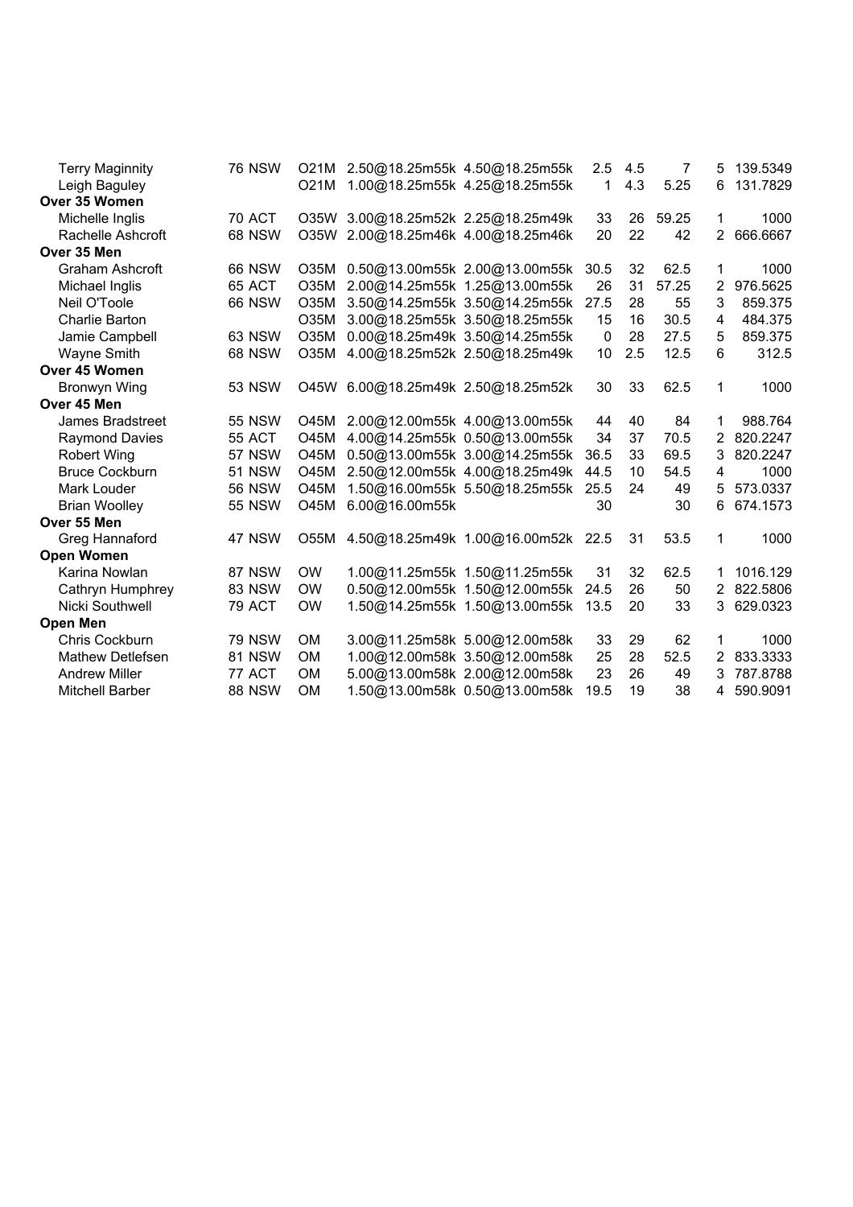| Name | Year | State | Class | Attempt 1 | Attempt 2 | Score 1 | Score 2 | Total | Place | Points |
|---|---|---|---|---|---|---|---|---|---|---|
| Terry Maginnity | 76 | NSW | O21M | 2.50@18.25m55k | 4.50@18.25m55k | 2.5 | 4.5 | 7 | 5 | 139.5349 |
| Leigh Baguley | | | O21M | 1.00@18.25m55k | 4.25@18.25m55k | 1 | 4.3 | 5.25 | 6 | 131.7829 |
| **Over 35 Women** | | | | | | | | | | |
| Michelle Inglis | 70 | ACT | O35W | 3.00@18.25m52k | 2.25@18.25m49k | 33 | 26 | 59.25 | 1 | 1000 |
| Rachelle Ashcroft | 68 | NSW | O35W | 2.00@18.25m46k | 4.00@18.25m46k | 20 | 22 | 42 | 2 | 666.6667 |
| **Over 35 Men** | | | | | | | | | | |
| Graham Ashcroft | 66 | NSW | O35M | 0.50@13.00m55k | 2.00@13.00m55k | 30.5 | 32 | 62.5 | 1 | 1000 |
| Michael Inglis | 65 | ACT | O35M | 2.00@14.25m55k | 1.25@13.00m55k | 26 | 31 | 57.25 | 2 | 976.5625 |
| Neil O'Toole | 66 | NSW | O35M | 3.50@14.25m55k | 3.50@14.25m55k | 27.5 | 28 | 55 | 3 | 859.375 |
| Charlie Barton | | | O35M | 3.00@18.25m55k | 3.50@18.25m55k | 15 | 16 | 30.5 | 4 | 484.375 |
| Jamie Campbell | 63 | NSW | O35M | 0.00@18.25m49k | 3.50@14.25m55k | 0 | 28 | 27.5 | 5 | 859.375 |
| Wayne Smith | 68 | NSW | O35M | 4.00@18.25m52k | 2.50@18.25m49k | 10 | 2.5 | 12.5 | 6 | 312.5 |
| **Over 45 Women** | | | | | | | | | | |
| Bronwyn Wing | 53 | NSW | O45W | 6.00@18.25m49k | 2.50@18.25m52k | 30 | 33 | 62.5 | 1 | 1000 |
| **Over 45 Men** | | | | | | | | | | |
| James Bradstreet | 55 | NSW | O45M | 2.00@12.00m55k | 4.00@13.00m55k | 44 | 40 | 84 | 1 | 988.764 |
| Raymond Davies | 55 | ACT | O45M | 4.00@14.25m55k | 0.50@13.00m55k | 34 | 37 | 70.5 | 2 | 820.2247 |
| Robert Wing | 57 | NSW | O45M | 0.50@13.00m55k | 3.00@14.25m55k | 36.5 | 33 | 69.5 | 3 | 820.2247 |
| Bruce Cockburn | 51 | NSW | O45M | 2.50@12.00m55k | 4.00@18.25m49k | 44.5 | 10 | 54.5 | 4 | 1000 |
| Mark Louder | 56 | NSW | O45M | 1.50@16.00m55k | 5.50@18.25m55k | 25.5 | 24 | 49 | 5 | 573.0337 |
| Brian Woolley | 55 | NSW | O45M | 6.00@16.00m55k | | 30 | | 30 | 6 | 674.1573 |
| **Over 55 Men** | | | | | | | | | | |
| Greg Hannaford | 47 | NSW | O55M | 4.50@18.25m49k | 1.00@16.00m52k | 22.5 | 31 | 53.5 | 1 | 1000 |
| **Open Women** | | | | | | | | | | |
| Karina Nowlan | 87 | NSW | OW | 1.00@11.25m55k | 1.50@11.25m55k | 31 | 32 | 62.5 | 1 | 1016.129 |
| Cathryn Humphrey | 83 | NSW | OW | 0.50@12.00m55k | 1.50@12.00m55k | 24.5 | 26 | 50 | 2 | 822.5806 |
| Nicki Southwell | 79 | ACT | OW | 1.50@14.25m55k | 1.50@13.00m55k | 13.5 | 20 | 33 | 3 | 629.0323 |
| **Open Men** | | | | | | | | | | |
| Chris Cockburn | 79 | NSW | OM | 3.00@11.25m58k | 5.00@12.00m58k | 33 | 29 | 62 | 1 | 1000 |
| Mathew Detlefsen | 81 | NSW | OM | 1.00@12.00m58k | 3.50@12.00m58k | 25 | 28 | 52.5 | 2 | 833.3333 |
| Andrew Miller | 77 | ACT | OM | 5.00@13.00m58k | 2.00@12.00m58k | 23 | 26 | 49 | 3 | 787.8788 |
| Mitchell Barber | 88 | NSW | OM | 1.50@13.00m58k | 0.50@13.00m58k | 19.5 | 19 | 38 | 4 | 590.9091 |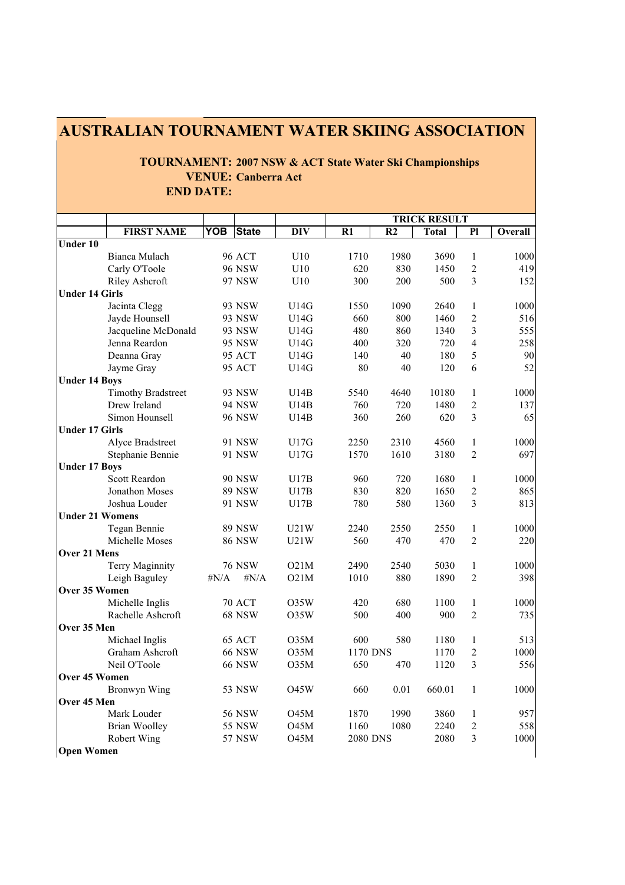# AUSTRALIAN TOURNAMENT WATER SKIING ASSOCIATION

**TOURNAMENT: 2007 NSW & ACT State Water Ski Championships**

**VENUE: Canberra Act**

**END DATE:**

| | FIRST NAME | YOB | State | DIV | TRICK RESULT R1 | R2 | Total | Pl | Overall |
|---|---|---|---|---|---|---|---|---|---|
| **Under 10** | | | | | | | | | |
| | Bianca Mulach | 96 | ACT | U10 | 1710 | 1980 | 3690 | 1 | 1000 |
| | Carly O'Toole | 96 | NSW | U10 | 620 | 830 | 1450 | 2 | 419 |
| | Riley Ashcroft | 97 | NSW | U10 | 300 | 200 | 500 | 3 | 152 |
| **Under 14 Girls** | | | | | | | | | |
| | Jacinta Clegg | 93 | NSW | U14G | 1550 | 1090 | 2640 | 1 | 1000 |
| | Jayde Hounsell | 93 | NSW | U14G | 660 | 800 | 1460 | 2 | 516 |
| | Jacqueline McDonald | 93 | NSW | U14G | 480 | 860 | 1340 | 3 | 555 |
| | Jenna Reardon | 95 | NSW | U14G | 400 | 320 | 720 | 4 | 258 |
| | Deanna Gray | 95 | ACT | U14G | 140 | 40 | 180 | 5 | 90 |
| | Jayme Gray | 95 | ACT | U14G | 80 | 40 | 120 | 6 | 52 |
| **Under 14 Boys** | | | | | | | | | |
| | Timothy Bradstreet | 93 | NSW | U14B | 5540 | 4640 | 10180 | 1 | 1000 |
| | Drew Ireland | 94 | NSW | U14B | 760 | 720 | 1480 | 2 | 137 |
| | Simon Hounsell | 96 | NSW | U14B | 360 | 260 | 620 | 3 | 65 |
| **Under 17 Girls** | | | | | | | | | |
| | Alyce Bradstreet | 91 | NSW | U17G | 2250 | 2310 | 4560 | 1 | 1000 |
| | Stephanie Bennie | 91 | NSW | U17G | 1570 | 1610 | 3180 | 2 | 697 |
| **Under 17 Boys** | | | | | | | | | |
| | Scott Reardon | 90 | NSW | U17B | 960 | 720 | 1680 | 1 | 1000 |
| | Jonathon Moses | 89 | NSW | U17B | 830 | 820 | 1650 | 2 | 865 |
| | Joshua Louder | 91 | NSW | U17B | 780 | 580 | 1360 | 3 | 813 |
| **Under 21 Womens** | | | | | | | | | |
| | Tegan Bennie | 89 | NSW | U21W | 2240 | 2550 | 2550 | 1 | 1000 |
| | Michelle Moses | 86 | NSW | U21W | 560 | 470 | 470 | 2 | 220 |
| **Over 21 Mens** | | | | | | | | | |
| | Terry Maginnity | 76 | NSW | O21M | 2490 | 2540 | 5030 | 1 | 1000 |
| | Leigh Baguley | #N/A | #N/A | O21M | 1010 | 880 | 1890 | 2 | 398 |
| **Over 35 Women** | | | | | | | | | |
| | Michelle Inglis | 70 | ACT | O35W | 420 | 680 | 1100 | 1 | 1000 |
| | Rachelle Ashcroft | 68 | NSW | O35W | 500 | 400 | 900 | 2 | 735 |
| **Over 35 Men** | | | | | | | | | |
| | Michael Inglis | 65 | ACT | O35M | 600 | 580 | 1180 | 1 | 513 |
| | Graham Ashcroft | 66 | NSW | O35M | 1170 | DNS | 1170 | 2 | 1000 |
| | Neil O'Toole | 66 | NSW | O35M | 650 | 470 | 1120 | 3 | 556 |
| **Over 45 Women** | | | | | | | | | |
| | Bronwyn Wing | 53 | NSW | O45W | 660 | 0.01 | 660.01 | 1 | 1000 |
| **Over 45 Men** | | | | | | | | | |
| | Mark Louder | 56 | NSW | O45M | 1870 | 1990 | 3860 | 1 | 957 |
| | Brian Woolley | 55 | NSW | O45M | 1160 | 1080 | 2240 | 2 | 558 |
| | Robert Wing | 57 | NSW | O45M | 2080 | DNS | 2080 | 3 | 1000 |
| **Open Women** | | | | | | | | | |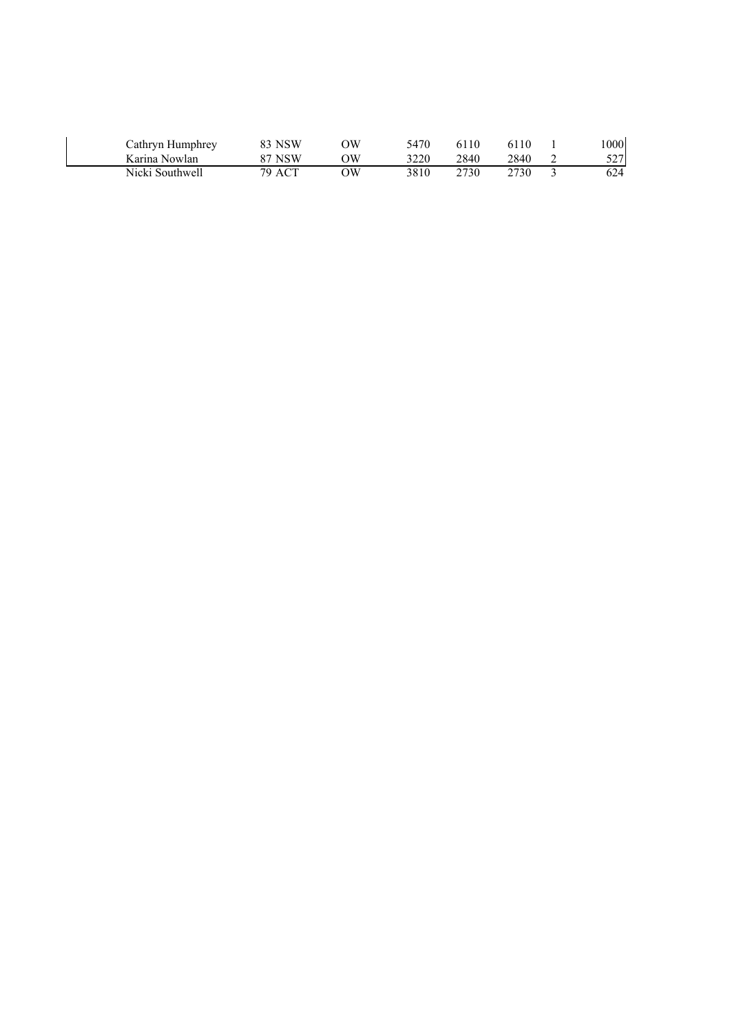| | | | | | | | |
|---|---|---|---|---|---|---|---|
| Cathryn Humphrey | 83 NSW | OW | 5470 | 6110 | 6110 | 1 | 1000 |
| Karina Nowlan | 87 NSW | OW | 3220 | 2840 | 2840 | 2 | 527 |
| Nicki Southwell | 79 ACT | OW | 3810 | 2730 | 2730 | 3 | 624 |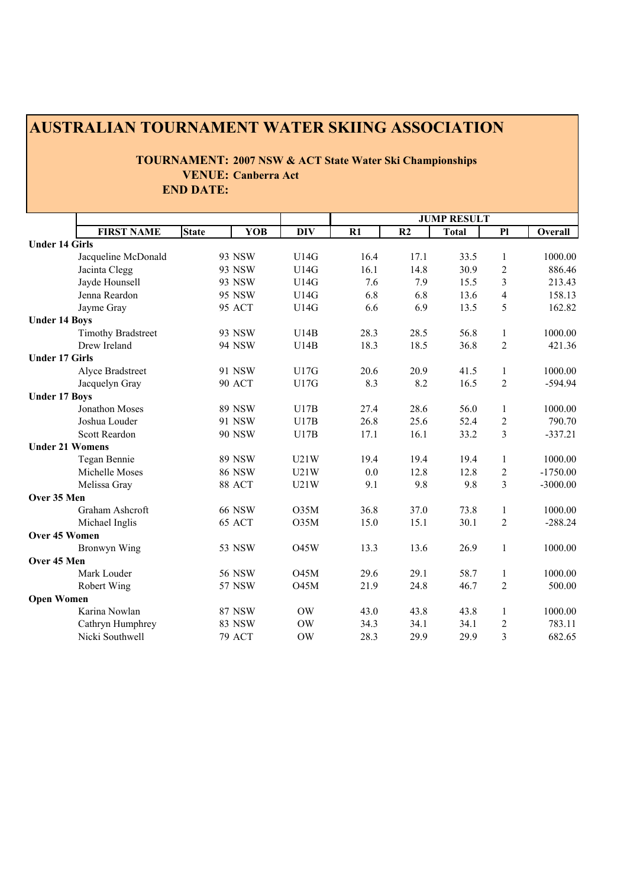# AUSTRALIAN TOURNAMENT WATER SKIING ASSOCIATION

**TOURNAMENT: 2007 NSW & ACT State Water Ski Championships**
**VENUE: Canberra Act**
**END DATE:**

| | | | | | JUMP RESULT | | | | |
|---|---|---|---|---|---|---|---|---|---|
| | **FIRST NAME** | **State** | **YOB** | **DIV** | **R1** | **R2** | **Total** | **Pl** | **Overall** |
| **Under 14 Girls** | | | | | | | | | |
| | Jacqueline McDonald | | 93 NSW | U14G | 16.4 | 17.1 | 33.5 | 1 | 1000.00 |
| | Jacinta Clegg | | 93 NSW | U14G | 16.1 | 14.8 | 30.9 | 2 | 886.46 |
| | Jayde Hounsell | | 93 NSW | U14G | 7.6 | 7.9 | 15.5 | 3 | 213.43 |
| | Jenna Reardon | | 95 NSW | U14G | 6.8 | 6.8 | 13.6 | 4 | 158.13 |
| | Jayme Gray | | 95 ACT | U14G | 6.6 | 6.9 | 13.5 | 5 | 162.82 |
| **Under 14 Boys** | | | | | | | | | |
| | Timothy Bradstreet | | 93 NSW | U14B | 28.3 | 28.5 | 56.8 | 1 | 1000.00 |
| | Drew Ireland | | 94 NSW | U14B | 18.3 | 18.5 | 36.8 | 2 | 421.36 |
| **Under 17 Girls** | | | | | | | | | |
| | Alyce Bradstreet | | 91 NSW | U17G | 20.6 | 20.9 | 41.5 | 1 | 1000.00 |
| | Jacquelyn Gray | | 90 ACT | U17G | 8.3 | 8.2 | 16.5 | 2 | -594.94 |
| **Under 17 Boys** | | | | | | | | | |
| | Jonathon Moses | | 89 NSW | U17B | 27.4 | 28.6 | 56.0 | 1 | 1000.00 |
| | Joshua Louder | | 91 NSW | U17B | 26.8 | 25.6 | 52.4 | 2 | 790.70 |
| | Scott Reardon | | 90 NSW | U17B | 17.1 | 16.1 | 33.2 | 3 | -337.21 |
| **Under 21 Womens** | | | | | | | | | |
| | Tegan Bennie | | 89 NSW | U21W | 19.4 | 19.4 | 19.4 | 1 | 1000.00 |
| | Michelle Moses | | 86 NSW | U21W | 0.0 | 12.8 | 12.8 | 2 | -1750.00 |
| | Melissa Gray | | 88 ACT | U21W | 9.1 | 9.8 | 9.8 | 3 | -3000.00 |
| **Over 35 Men** | | | | | | | | | |
| | Graham Ashcroft | | 66 NSW | O35M | 36.8 | 37.0 | 73.8 | 1 | 1000.00 |
| | Michael Inglis | | 65 ACT | O35M | 15.0 | 15.1 | 30.1 | 2 | -288.24 |
| **Over 45 Women** | | | | | | | | | |
| | Bronwyn Wing | | 53 NSW | O45W | 13.3 | 13.6 | 26.9 | 1 | 1000.00 |
| **Over 45 Men** | | | | | | | | | |
| | Mark Louder | | 56 NSW | O45M | 29.6 | 29.1 | 58.7 | 1 | 1000.00 |
| | Robert Wing | | 57 NSW | O45M | 21.9 | 24.8 | 46.7 | 2 | 500.00 |
| **Open Women** | | | | | | | | | |
| | Karina Nowlan | | 87 NSW | OW | 43.0 | 43.8 | 43.8 | 1 | 1000.00 |
| | Cathryn Humphrey | | 83 NSW | OW | 34.3 | 34.1 | 34.1 | 2 | 783.11 |
| | Nicki Southwell | | 79 ACT | OW | 28.3 | 29.9 | 29.9 | 3 | 682.65 |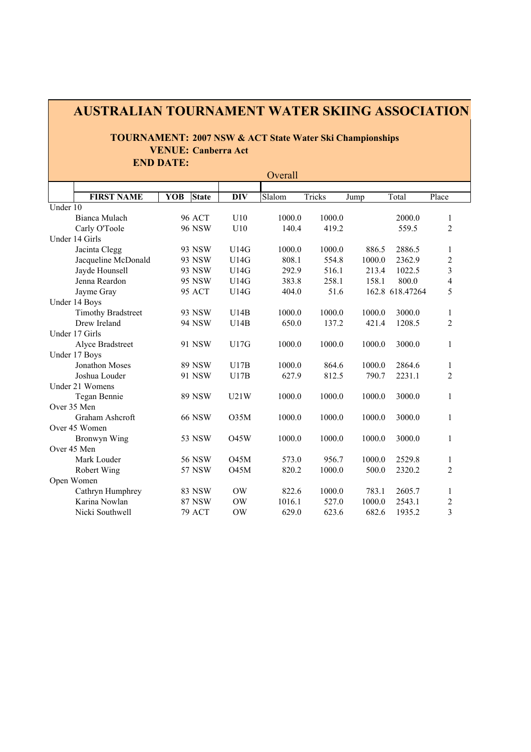# AUSTRALIAN TOURNAMENT WATER SKIING ASSOCIATION

**TOURNAMENT: 2007 NSW & ACT State Water Ski Championships**

**VENUE: Canberra Act**

**END DATE:**

Overall

| | FIRST NAME | YOB | State | DIV | Slalom | Tricks | Jump | Total | Place |
|---|---|---|---|---|---|---|---|---|---|
| Under 10 | | | | | | | | | |
| | Bianca Mulach | 96 | ACT | U10 | 1000.0 | 1000.0 | | 2000.0 | 1 |
| | Carly O'Toole | 96 | NSW | U10 | 140.4 | 419.2 | | 559.5 | 2 |
| Under 14 Girls | | | | | | | | | |
| | Jacinta Clegg | 93 | NSW | U14G | 1000.0 | 1000.0 | 886.5 | 2886.5 | 1 |
| | Jacqueline McDonald | 93 | NSW | U14G | 808.1 | 554.8 | 1000.0 | 2362.9 | 2 |
| | Jayde Hounsell | 93 | NSW | U14G | 292.9 | 516.1 | 213.4 | 1022.5 | 3 |
| | Jenna Reardon | 95 | NSW | U14G | 383.8 | 258.1 | 158.1 | 800.0 | 4 |
| | Jayme Gray | 95 | ACT | U14G | 404.0 | 51.6 | 162.8 | 618.47264 | 5 |
| Under 14 Boys | | | | | | | | | |
| | Timothy Bradstreet | 93 | NSW | U14B | 1000.0 | 1000.0 | 1000.0 | 3000.0 | 1 |
| | Drew Ireland | 94 | NSW | U14B | 650.0 | 137.2 | 421.4 | 1208.5 | 2 |
| Under 17 Girls | | | | | | | | | |
| | Alyce Bradstreet | 91 | NSW | U17G | 1000.0 | 1000.0 | 1000.0 | 3000.0 | 1 |
| Under 17 Boys | | | | | | | | | |
| | Jonathon Moses | 89 | NSW | U17B | 1000.0 | 864.6 | 1000.0 | 2864.6 | 1 |
| | Joshua Louder | 91 | NSW | U17B | 627.9 | 812.5 | 790.7 | 2231.1 | 2 |
| Under 21 Womens | | | | | | | | | |
| | Tegan Bennie | 89 | NSW | U21W | 1000.0 | 1000.0 | 1000.0 | 3000.0 | 1 |
| Over 35 Men | | | | | | | | | |
| | Graham Ashcroft | 66 | NSW | O35M | 1000.0 | 1000.0 | 1000.0 | 3000.0 | 1 |
| Over 45 Women | | | | | | | | | |
| | Bronwyn Wing | 53 | NSW | O45W | 1000.0 | 1000.0 | 1000.0 | 3000.0 | 1 |
| Over 45 Men | | | | | | | | | |
| | Mark Louder | 56 | NSW | O45M | 573.0 | 956.7 | 1000.0 | 2529.8 | 1 |
| | Robert Wing | 57 | NSW | O45M | 820.2 | 1000.0 | 500.0 | 2320.2 | 2 |
| Open Women | | | | | | | | | |
| | Cathryn Humphrey | 83 | NSW | OW | 822.6 | 1000.0 | 783.1 | 2605.7 | 1 |
| | Karina Nowlan | 87 | NSW | OW | 1016.1 | 527.0 | 1000.0 | 2543.1 | 2 |
| | Nicki Southwell | 79 | ACT | OW | 629.0 | 623.6 | 682.6 | 1935.2 | 3 |